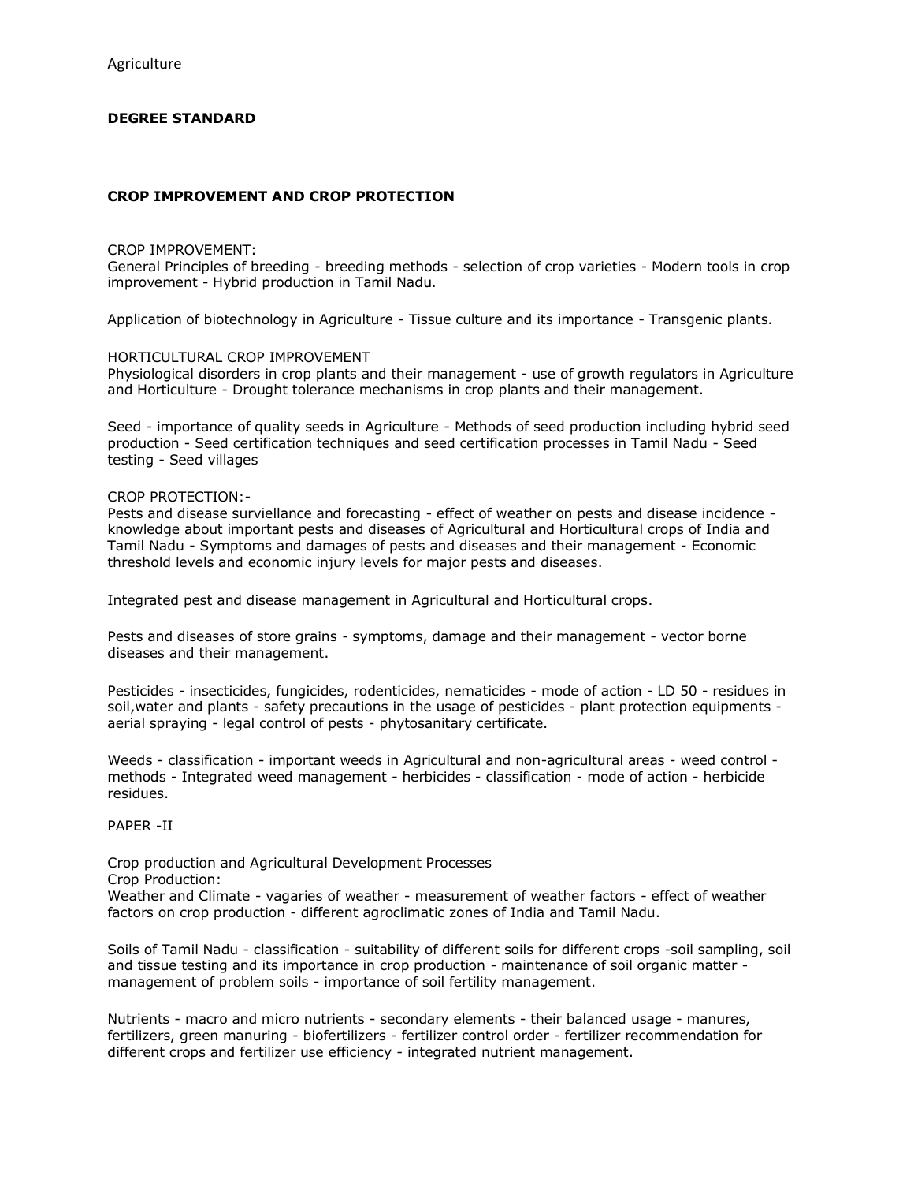Agriculture

**DEGREE STANDARD**

**CROP IMPROVEMENT AND CROP PROTECTION**

CROP IMPROVEMENT:
General Principles of breeding - breeding methods - selection of crop varieties - Modern tools in crop improvement - Hybrid production in Tamil Nadu.

Application of biotechnology in Agriculture - Tissue culture and its importance - Transgenic plants.

HORTICULTURAL CROP IMPROVEMENT
Physiological disorders in crop plants and their management - use of growth regulators in Agriculture and Horticulture - Drought tolerance mechanisms in crop plants and their management.

Seed - importance of quality seeds in Agriculture - Methods of seed production including hybrid seed production - Seed certification techniques and seed certification processes in Tamil Nadu - Seed testing - Seed villages

CROP PROTECTION:-
Pests and disease surviellance and forecasting - effect of weather on pests and disease incidence - knowledge about important pests and diseases of Agricultural and Horticultural crops of India and Tamil Nadu - Symptoms and damages of pests and diseases and their management - Economic threshold levels and economic injury levels for major pests and diseases.

Integrated pest and disease management in Agricultural and Horticultural crops.

Pests and diseases of store grains - symptoms, damage and their management - vector borne diseases and their management.

Pesticides - insecticides, fungicides, rodenticides, nematicides - mode of action - LD 50 - residues in soil,water and plants - safety precautions in the usage of pesticides - plant protection equipments - aerial spraying - legal control of pests - phytosanitary certificate.

Weeds - classification - important weeds in Agricultural and non-agricultural areas - weed control - methods - Integrated weed management - herbicides - classification - mode of action - herbicide residues.

PAPER -II

Crop production and Agricultural Development Processes
Crop Production:
Weather and Climate - vagaries of weather - measurement of weather factors - effect of weather factors on crop production - different agroclimatic zones of India and Tamil Nadu.

Soils of Tamil Nadu - classification - suitability of different soils for different crops -soil sampling, soil and tissue testing and its importance in crop production - maintenance of soil organic matter - management of problem soils - importance of soil fertility management.

Nutrients - macro and micro nutrients - secondary elements - their balanced usage - manures, fertilizers, green manuring - biofertilizers - fertilizer control order - fertilizer recommendation for different crops and fertilizer use efficiency - integrated nutrient management.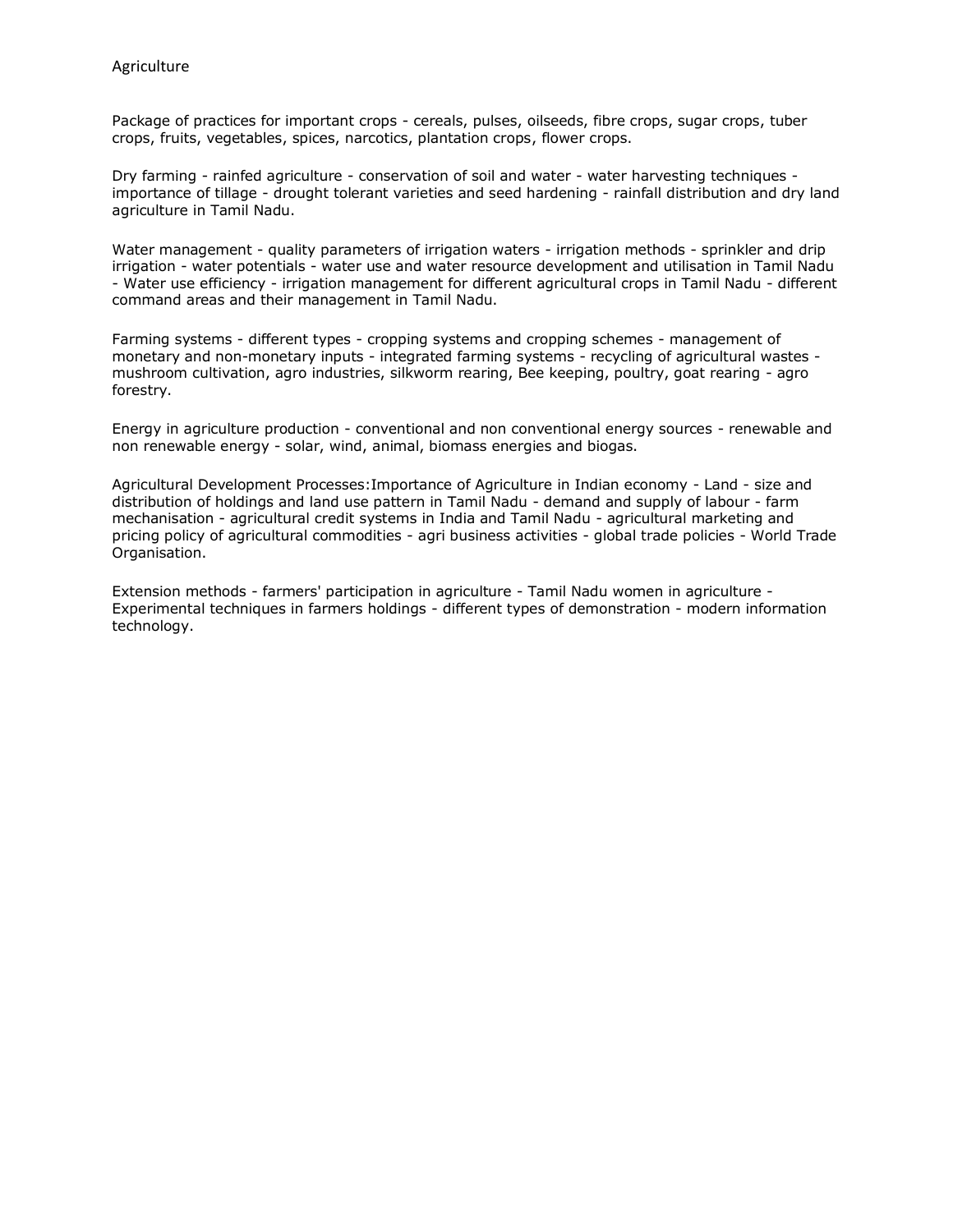# Agriculture

Package of practices for important crops - cereals, pulses, oilseeds, fibre crops, sugar crops, tuber crops, fruits, vegetables, spices, narcotics, plantation crops, flower crops.

Dry farming - rainfed agriculture - conservation of soil and water - water harvesting techniques - importance of tillage - drought tolerant varieties and seed hardening - rainfall distribution and dry land agriculture in Tamil Nadu.

Water management - quality parameters of irrigation waters - irrigation methods - sprinkler and drip irrigation - water potentials - water use and water resource development and utilisation in Tamil Nadu - Water use efficiency - irrigation management for different agricultural crops in Tamil Nadu - different command areas and their management in Tamil Nadu.

Farming systems - different types - cropping systems and cropping schemes - management of monetary and non-monetary inputs - integrated farming systems - recycling of agricultural wastes - mushroom cultivation, agro industries, silkworm rearing, Bee keeping, poultry, goat rearing - agro forestry.

Energy in agriculture production - conventional and non conventional energy sources - renewable and non renewable energy - solar, wind, animal, biomass energies and biogas.

Agricultural Development Processes: Importance of Agriculture in Indian economy - Land - size and distribution of holdings and land use pattern in Tamil Nadu - demand and supply of labour - farm mechanisation - agricultural credit systems in India and Tamil Nadu - agricultural marketing and pricing policy of agricultural commodities - agri business activities - global trade policies - World Trade Organisation.

Extension methods - farmers' participation in agriculture - Tamil Nadu women in agriculture - Experimental techniques in farmers holdings - different types of demonstration - modern information technology.